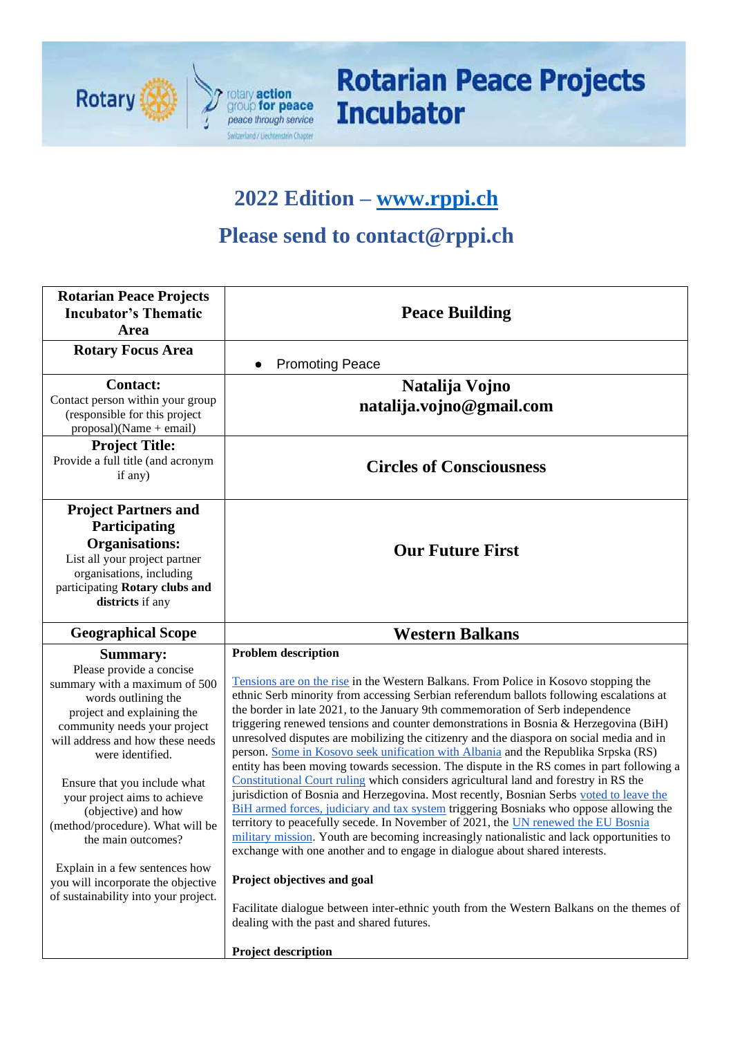Rotary | rotary action group for peace – peace through service – Switzerland / Liechtenstein Chapter

# Rotarian Peace Projects Incubator

## 2022 Edition – www.rppi.ch

## Please send to contact@rppi.ch

| | |
|---|---|
| **Rotarian Peace Projects Incubator's Thematic Area** | **Peace Building** |
| **Rotary Focus Area** | • Promoting Peace |
| **Contact:** Contact person within your group (responsible for this project proposal)(Name + email) | **Natalija Vojno natalija.vojno@gmail.com** |
| **Project Title:** Provide a full title (and acronym if any) | **Circles of Consciousness** |
| **Project Partners and Participating Organisations:** List all your project partner organisations, including participating **Rotary clubs and districts** if any | **Our Future First** |
| **Geographical Scope** | **Western Balkans** |
| **Summary:** Please provide a concise summary with a maximum of 500 words outlining the project and explaining the community needs your project will address and how these needs were identified. Ensure that you include what your project aims to achieve (objective) and how (method/procedure). What will be the main outcomes? Explain in a few sentences how you will incorporate the objective of sustainability into your project. | **Problem description** Tensions are on the rise in the Western Balkans. From Police in Kosovo stopping the ethnic Serb minority from accessing Serbian referendum ballots following escalations at the border in late 2021, to the January 9th commemoration of Serb independence triggering renewed tensions and counter demonstrations in Bosnia & Herzegovina (BiH) unresolved disputes are mobilizing the citizenry and the diaspora on social media and in person. Some in Kosovo seek unification with Albania and the Republika Srpska (RS) entity has been moving towards secession. The dispute in the RS comes in part following a Constitutional Court ruling which considers agricultural land and forestry in RS the jurisdiction of Bosnia and Herzegovina. Most recently, Bosnian Serbs voted to leave the BiH armed forces, judiciary and tax system triggering Bosniaks who oppose allowing the territory to peacefully secede. In November of 2021, the UN renewed the EU Bosnia military mission. Youth are becoming increasingly nationalistic and lack opportunities to exchange with one another and to engage in dialogue about shared interests. **Project objectives and goal** Facilitate dialogue between inter-ethnic youth from the Western Balkans on the themes of dealing with the past and shared futures. **Project description** |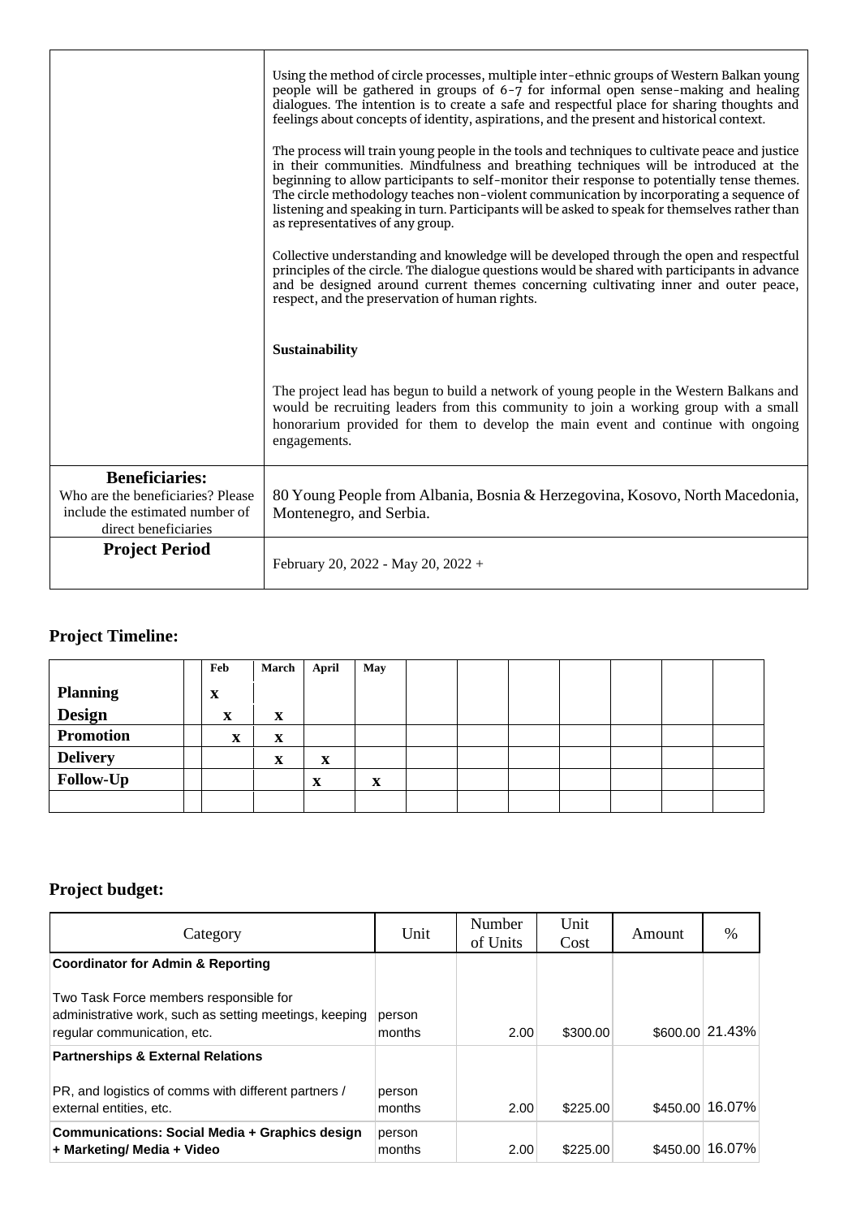| | |
|---|---|
| | Using the method of circle processes, multiple inter-ethnic groups of Western Balkan young people will be gathered in groups of 6-7 for informal open sense-making and healing dialogues. The intention is to create a safe and respectful place for sharing thoughts and feelings about concepts of identity, aspirations, and the present and historical context.<br><br>The process will train young people in the tools and techniques to cultivate peace and justice in their communities. Mindfulness and breathing techniques will be introduced at the beginning to allow participants to self-monitor their response to potentially tense themes. The circle methodology teaches non-violent communication by incorporating a sequence of listening and speaking in turn. Participants will be asked to speak for themselves rather than as representatives of any group.<br><br>Collective understanding and knowledge will be developed through the open and respectful principles of the circle. The dialogue questions would be shared with participants in advance and be designed around current themes concerning cultivating inner and outer peace, respect, and the preservation of human rights.<br><br>**Sustainability**<br><br>The project lead has begun to build a network of young people in the Western Balkans and would be recruiting leaders from this community to join a working group with a small honorarium provided for them to develop the main event and continue with ongoing engagements. |
| **Beneficiaries:**<br>Who are the beneficiaries? Please include the estimated number of direct beneficiaries | 80 Young People from Albania, Bosnia & Herzegovina, Kosovo, North Macedonia, Montenegro, and Serbia. |
| **Project Period** | February 20, 2022 - May 20, 2022 + |

## Project Timeline:

| | | Feb | March | April | May | | | | | | | |
|---|---|---|---|---|---|---|---|---|---|---|---|---|
| **Planning** | | X | | | | | | | | | | |
| **Design** | | X | X | | | | | | | | | |
| **Promotion** | | X | X | | | | | | | | | |
| **Delivery** | | | X | X | | | | | | | | |
| **Follow-Up** | | | | X | X | | | | | | | |
| | | | | | | | | | | | | |

## Project budget:

| Category | Unit | Number of Units | Unit Cost | Amount | % |
|---|---|---|---|---|---|
| **Coordinator for Admin & Reporting**<br><br>Two Task Force members responsible for administrative work, such as setting meetings, keeping regular communication, etc. | person months | 2.00 | $300.00 | $600.00 | 21.43% |
| **Partnerships & External Relations**<br><br>PR, and logistics of comms with different partners / external entities, etc. | person months | 2.00 | $225.00 | $450.00 | 16.07% |
| **Communications: Social Media + Graphics design + Marketing/ Media + Video** | person months | 2.00 | $225.00 | $450.00 | 16.07% |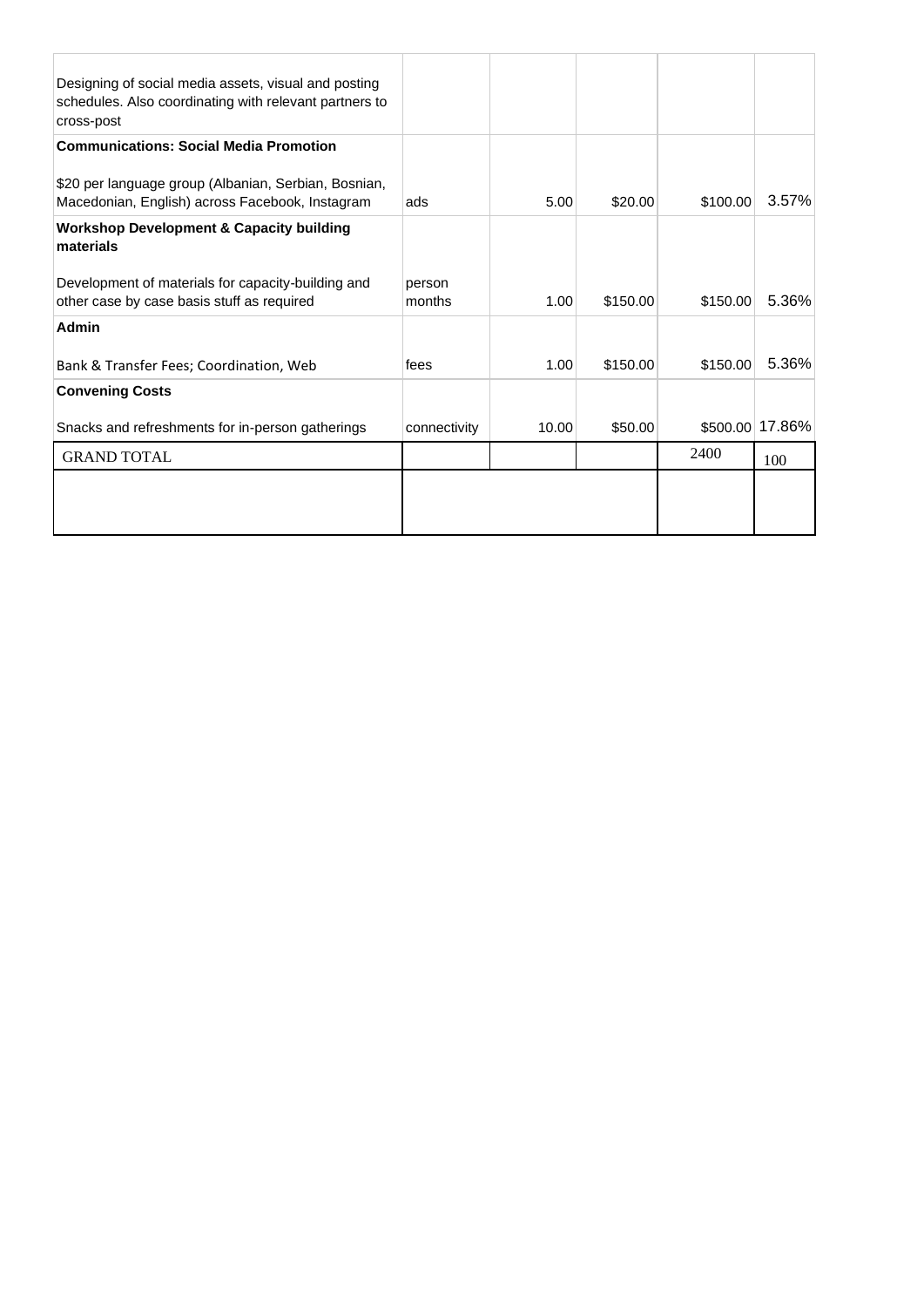| | | | | | |
|---|---|---|---|---|---|
| Designing of social media assets, visual and posting schedules. Also coordinating with relevant partners to cross-post | | | | | |
| **Communications: Social Media Promotion**<br><br>$20 per language group (Albanian, Serbian, Bosnian, Macedonian, English) across Facebook, Instagram | ads | 5.00 | $20.00 | $100.00 | 3.57% |
| **Workshop Development & Capacity building materials**<br><br>Development of materials for capacity-building and other case by case basis stuff as required | person months | 1.00 | $150.00 | $150.00 | 5.36% |
| **Admin**<br><br>Bank & Transfer Fees; Coordination, Web | fees | 1.00 | $150.00 | $150.00 | 5.36% |
| **Convening Costs**<br><br>Snacks and refreshments for in-person gatherings | connectivity | 10.00 | $50.00 | $500.00 | 17.86% |
| GRAND TOTAL | | | | 2400 | 100 |
| | | | | | |